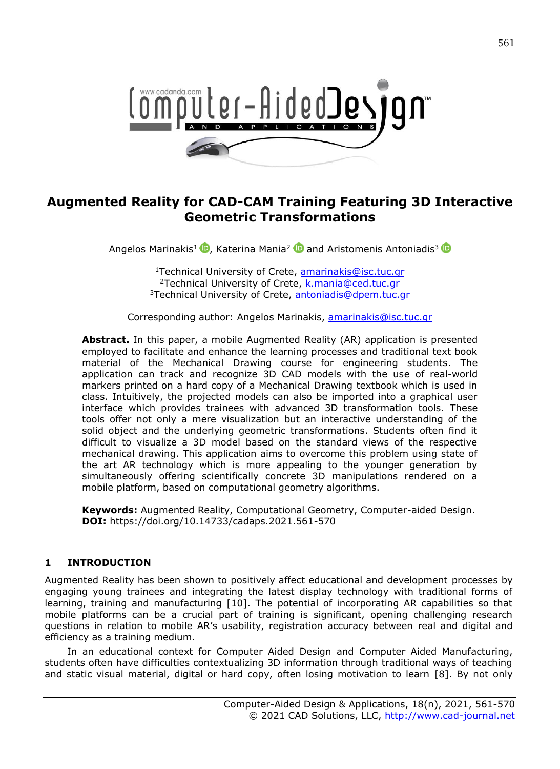# Augmented Reality for CAD-CAM Training Featuring 3D Interactive Geometric Transformations

Angelos Marinakis[1], Katerina Mania[2] and Aristomenis Antoniadis[3]

[1]Technical University of Crete, amarinakis@isc.tuc.gr
[2]Technical University of Crete, k.mania@ced.tuc.gr
[3]Technical University of Crete, antoniadis@dpem.tuc.gr

Corresponding author: Angelos Marinakis, amarinakis@isc.tuc.gr

**Abstract.** In this paper, a mobile Augmented Reality (AR) application is presented employed to facilitate and enhance the learning processes and traditional text book material of the Mechanical Drawing course for engineering students. The application can track and recognize 3D CAD models with the use of real-world markers printed on a hard copy of a Mechanical Drawing textbook which is used in class. Intuitively, the projected models can also be imported into a graphical user interface which provides trainees with advanced 3D transformation tools. These tools offer not only a mere visualization but an interactive understanding of the solid object and the underlying geometric transformations. Students often find it difficult to visualize a 3D model based on the standard views of the respective mechanical drawing. This application aims to overcome this problem using state of the art AR technology which is more appealing to the younger generation by simultaneously offering scientifically concrete 3D manipulations rendered on a mobile platform, based on computational geometry algorithms.

**Keywords:** Augmented Reality, Computational Geometry, Computer-aided Design.
**DOI:** https://doi.org/10.14733/cadaps.2021.561-570

## 1 INTRODUCTION

Augmented Reality has been shown to positively affect educational and development processes by engaging young trainees and integrating the latest display technology with traditional forms of learning, training and manufacturing [10]. The potential of incorporating AR capabilities so that mobile platforms can be a crucial part of training is significant, opening challenging research questions in relation to mobile AR's usability, registration accuracy between real and digital and efficiency as a training medium.

In an educational context for Computer Aided Design and Computer Aided Manufacturing, students often have difficulties contextualizing 3D information through traditional ways of teaching and static visual material, digital or hard copy, often losing motivation to learn [8]. By not only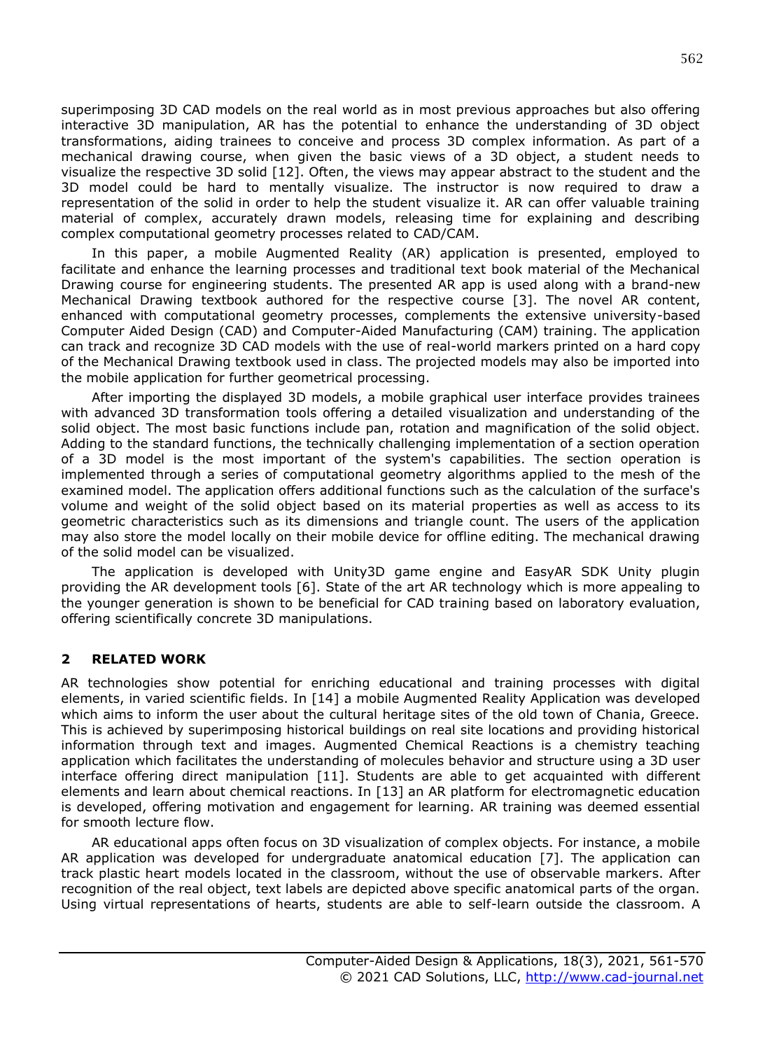superimposing 3D CAD models on the real world as in most previous approaches but also offering interactive 3D manipulation, AR has the potential to enhance the understanding of 3D object transformations, aiding trainees to conceive and process 3D complex information. As part of a mechanical drawing course, when given the basic views of a 3D object, a student needs to visualize the respective 3D solid [12]. Often, the views may appear abstract to the student and the 3D model could be hard to mentally visualize. The instructor is now required to draw a representation of the solid in order to help the student visualize it. AR can offer valuable training material of complex, accurately drawn models, releasing time for explaining and describing complex computational geometry processes related to CAD/CAM.

In this paper, a mobile Augmented Reality (AR) application is presented, employed to facilitate and enhance the learning processes and traditional text book material of the Mechanical Drawing course for engineering students. The presented AR app is used along with a brand-new Mechanical Drawing textbook authored for the respective course [3]. The novel AR content, enhanced with computational geometry processes, complements the extensive university-based Computer Aided Design (CAD) and Computer-Aided Manufacturing (CAM) training. The application can track and recognize 3D CAD models with the use of real-world markers printed on a hard copy of the Mechanical Drawing textbook used in class. The projected models may also be imported into the mobile application for further geometrical processing.

After importing the displayed 3D models, a mobile graphical user interface provides trainees with advanced 3D transformation tools offering a detailed visualization and understanding of the solid object. The most basic functions include pan, rotation and magnification of the solid object. Adding to the standard functions, the technically challenging implementation of a section operation of a 3D model is the most important of the system's capabilities. The section operation is implemented through a series of computational geometry algorithms applied to the mesh of the examined model. The application offers additional functions such as the calculation of the surface's volume and weight of the solid object based on its material properties as well as access to its geometric characteristics such as its dimensions and triangle count. The users of the application may also store the model locally on their mobile device for offline editing. The mechanical drawing of the solid model can be visualized.

The application is developed with Unity3D game engine and EasyAR SDK Unity plugin providing the AR development tools [6]. State of the art AR technology which is more appealing to the younger generation is shown to be beneficial for CAD training based on laboratory evaluation, offering scientifically concrete 3D manipulations.

## 2 RELATED WORK

AR technologies show potential for enriching educational and training processes with digital elements, in varied scientific fields. In [14] a mobile Augmented Reality Application was developed which aims to inform the user about the cultural heritage sites of the old town of Chania, Greece. This is achieved by superimposing historical buildings on real site locations and providing historical information through text and images. Augmented Chemical Reactions is a chemistry teaching application which facilitates the understanding of molecules behavior and structure using a 3D user interface offering direct manipulation [11]. Students are able to get acquainted with different elements and learn about chemical reactions. In [13] an AR platform for electromagnetic education is developed, offering motivation and engagement for learning. AR training was deemed essential for smooth lecture flow.

AR educational apps often focus on 3D visualization of complex objects. For instance, a mobile AR application was developed for undergraduate anatomical education [7]. The application can track plastic heart models located in the classroom, without the use of observable markers. After recognition of the real object, text labels are depicted above specific anatomical parts of the organ. Using virtual representations of hearts, students are able to self-learn outside the classroom. A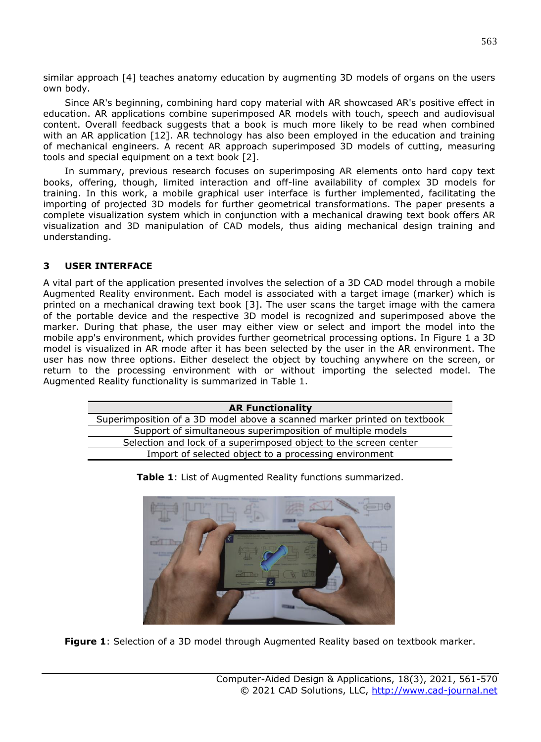similar approach [4] teaches anatomy education by augmenting 3D models of organs on the users own body.

Since AR's beginning, combining hard copy material with AR showcased AR's positive effect in education. AR applications combine superimposed AR models with touch, speech and audiovisual content. Overall feedback suggests that a book is much more likely to be read when combined with an AR application [12]. AR technology has also been employed in the education and training of mechanical engineers. A recent AR approach superimposed 3D models of cutting, measuring tools and special equipment on a text book [2].

In summary, previous research focuses on superimposing AR elements onto hard copy text books, offering, though, limited interaction and off-line availability of complex 3D models for training. In this work, a mobile graphical user interface is further implemented, facilitating the importing of projected 3D models for further geometrical transformations. The paper presents a complete visualization system which in conjunction with a mechanical drawing text book offers AR visualization and 3D manipulation of CAD models, thus aiding mechanical design training and understanding.

## 3 USER INTERFACE

A vital part of the application presented involves the selection of a 3D CAD model through a mobile Augmented Reality environment. Each model is associated with a target image (marker) which is printed on a mechanical drawing text book [3]. The user scans the target image with the camera of the portable device and the respective 3D model is recognized and superimposed above the marker. During that phase, the user may either view or select and import the model into the mobile app's environment, which provides further geometrical processing options. In Figure 1 a 3D model is visualized in AR mode after it has been selected by the user in the AR environment. The user has now three options. Either deselect the object by touching anywhere on the screen, or return to the processing environment with or without importing the selected model. The Augmented Reality functionality is summarized in Table 1.

| AR Functionality |
| --- |
| Superimposition of a 3D model above a scanned marker printed on textbook |
| Support of simultaneous superimposition of multiple models |
| Selection and lock of a superimposed object to the screen center |
| Import of selected object to a processing environment |

**Table 1**: List of Augmented Reality functions summarized.

**Figure 1**: Selection of a 3D model through Augmented Reality based on textbook marker.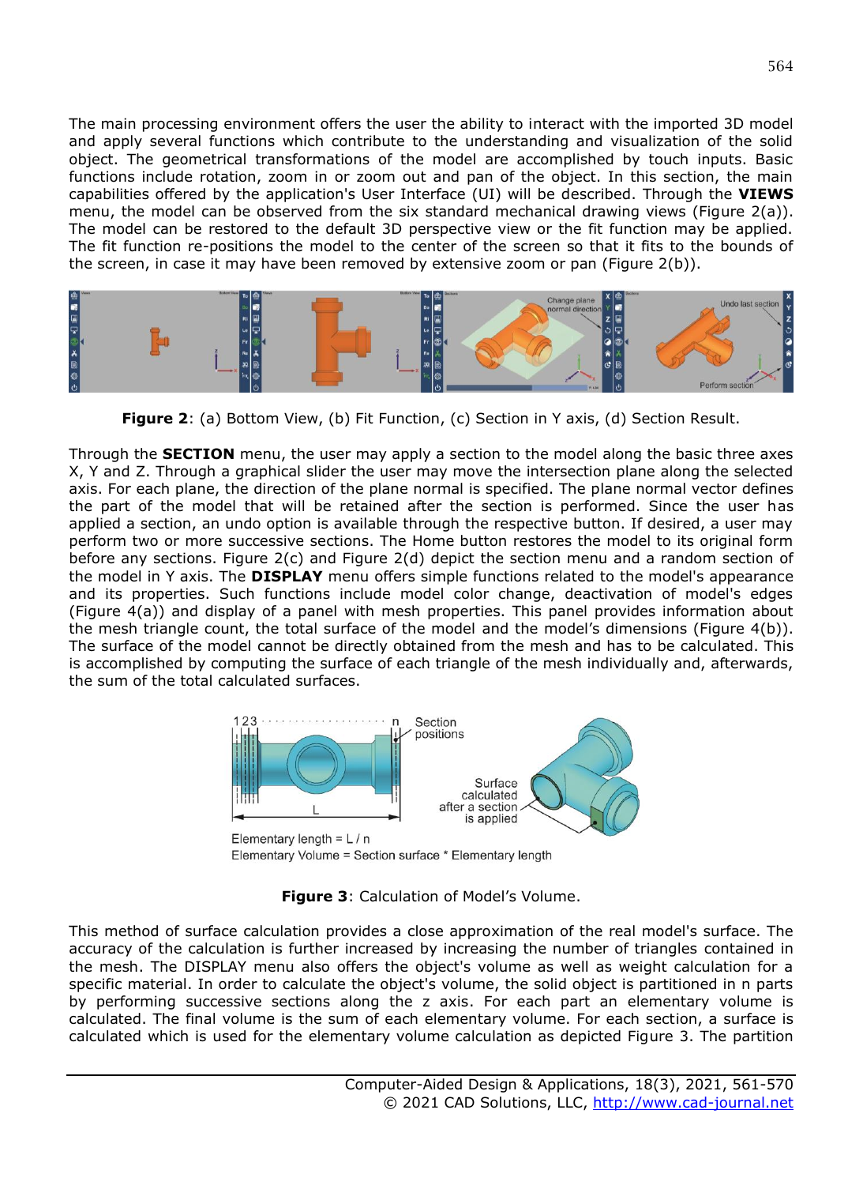The main processing environment offers the user the ability to interact with the imported 3D model and apply several functions which contribute to the understanding and visualization of the solid object. The geometrical transformations of the model are accomplished by touch inputs. Basic functions include rotation, zoom in or zoom out and pan of the object. In this section, the main capabilities offered by the application's User Interface (UI) will be described. Through the **VIEWS** menu, the model can be observed from the six standard mechanical drawing views (Figure 2(a)). The model can be restored to the default 3D perspective view or the fit function may be applied. The fit function re-positions the model to the center of the screen so that it fits to the bounds of the screen, in case it may have been removed by extensive zoom or pan (Figure 2(b)).

**Figure 2**: (a) Bottom View, (b) Fit Function, (c) Section in Y axis, (d) Section Result.

Through the **SECTION** menu, the user may apply a section to the model along the basic three axes X, Y and Z. Through a graphical slider the user may move the intersection plane along the selected axis. For each plane, the direction of the plane normal is specified. The plane normal vector defines the part of the model that will be retained after the section is performed. Since the user has applied a section, an undo option is available through the respective button. If desired, a user may perform two or more successive sections. The Home button restores the model to its original form before any sections. Figure 2(c) and Figure 2(d) depict the section menu and a random section of the model in Y axis. The **DISPLAY** menu offers simple functions related to the model's appearance and its properties. Such functions include model color change, deactivation of model's edges (Figure 4(a)) and display of a panel with mesh properties. This panel provides information about the mesh triangle count, the total surface of the model and the model's dimensions (Figure 4(b)). The surface of the model cannot be directly obtained from the mesh and has to be calculated. This is accomplished by computing the surface of each triangle of the mesh individually and, afterwards, the sum of the total calculated surfaces.

**Figure 3**: Calculation of Model's Volume.

This method of surface calculation provides a close approximation of the real model's surface. The accuracy of the calculation is further increased by increasing the number of triangles contained in the mesh. The DISPLAY menu also offers the object's volume as well as weight calculation for a specific material. In order to calculate the object's volume, the solid object is partitioned in n parts by performing successive sections along the z axis. For each part an elementary volume is calculated. The final volume is the sum of each elementary volume. For each section, a surface is calculated which is used for the elementary volume calculation as depicted Figure 3. The partition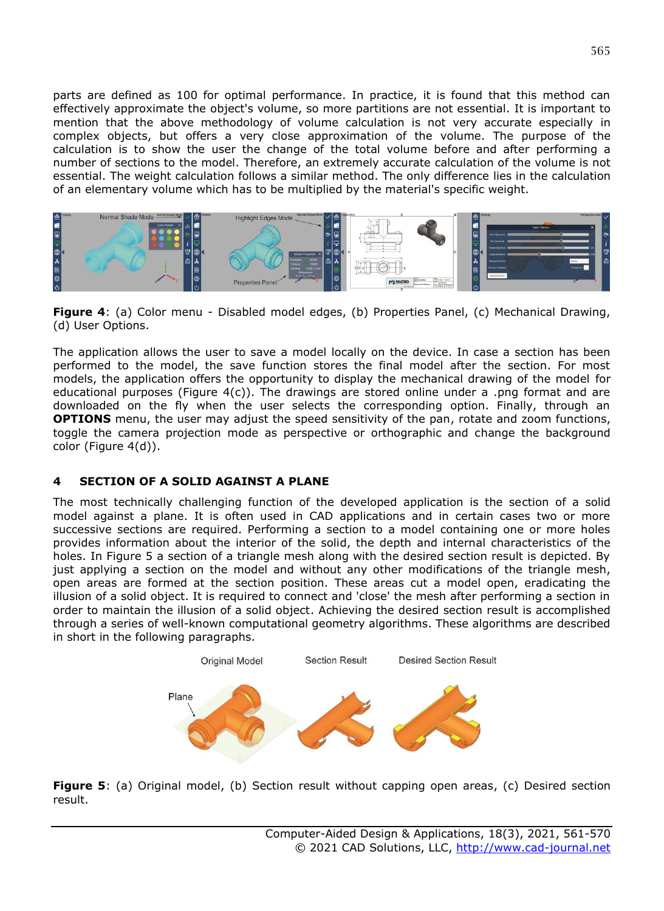parts are defined as 100 for optimal performance. In practice, it is found that this method can effectively approximate the object's volume, so more partitions are not essential. It is important to mention that the above methodology of volume calculation is not very accurate especially in complex objects, but offers a very close approximation of the volume. The purpose of the calculation is to show the user the change of the total volume before and after performing a number of sections to the model. Therefore, an extremely accurate calculation of the volume is not essential. The weight calculation follows a similar method. The only difference lies in the calculation of an elementary volume which has to be multiplied by the material's specific weight.

**Figure 4**: (a) Color menu - Disabled model edges, (b) Properties Panel, (c) Mechanical Drawing, (d) User Options.

The application allows the user to save a model locally on the device. In case a section has been performed to the model, the save function stores the final model after the section. For most models, the application offers the opportunity to display the mechanical drawing of the model for educational purposes (Figure 4(c)). The drawings are stored online under a .png format and are downloaded on the fly when the user selects the corresponding option. Finally, through an **OPTIONS** menu, the user may adjust the speed sensitivity of the pan, rotate and zoom functions, toggle the camera projection mode as perspective or orthographic and change the background color (Figure 4(d)).

## 4 SECTION OF A SOLID AGAINST A PLANE

The most technically challenging function of the developed application is the section of a solid model against a plane. It is often used in CAD applications and in certain cases two or more successive sections are required. Performing a section to a model containing one or more holes provides information about the interior of the solid, the depth and internal characteristics of the holes. In Figure 5 a section of a triangle mesh along with the desired section result is depicted. By just applying a section on the model and without any other modifications of the triangle mesh, open areas are formed at the section position. These areas cut a model open, eradicating the illusion of a solid object. It is required to connect and 'close' the mesh after performing a section in order to maintain the illusion of a solid object. Achieving the desired section result is accomplished through a series of well-known computational geometry algorithms. These algorithms are described in short in the following paragraphs.

**Figure 5**: (a) Original model, (b) Section result without capping open areas, (c) Desired section result.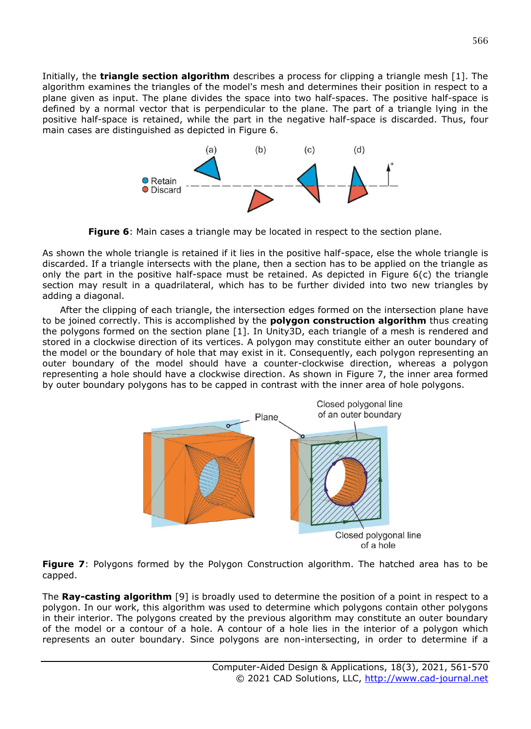Initially, the **triangle section algorithm** describes a process for clipping a triangle mesh [1]. The algorithm examines the triangles of the model's mesh and determines their position in respect to a plane given as input. The plane divides the space into two half-spaces. The positive half-space is defined by a normal vector that is perpendicular to the plane. The part of a triangle lying in the positive half-space is retained, while the part in the negative half-space is discarded. Thus, four main cases are distinguished as depicted in Figure 6.

**Figure 6**: Main cases a triangle may be located in respect to the section plane.

As shown the whole triangle is retained if it lies in the positive half-space, else the whole triangle is discarded. If a triangle intersects with the plane, then a section has to be applied on the triangle as only the part in the positive half-space must be retained. As depicted in Figure 6(c) the triangle section may result in a quadrilateral, which has to be further divided into two new triangles by adding a diagonal.

After the clipping of each triangle, the intersection edges formed on the intersection plane have to be joined correctly. This is accomplished by the **polygon construction algorithm** thus creating the polygons formed on the section plane [1]. In Unity3D, each triangle of a mesh is rendered and stored in a clockwise direction of its vertices. A polygon may constitute either an outer boundary of the model or the boundary of hole that may exist in it. Consequently, each polygon representing an outer boundary of the model should have a counter-clockwise direction, whereas a polygon representing a hole should have a clockwise direction. As shown in Figure 7, the inner area formed by outer boundary polygons has to be capped in contrast with the inner area of hole polygons.

**Figure 7**: Polygons formed by the Polygon Construction algorithm. The hatched area has to be capped.

The **Ray-casting algorithm** [9] is broadly used to determine the position of a point in respect to a polygon. In our work, this algorithm was used to determine which polygons contain other polygons in their interior. The polygons created by the previous algorithm may constitute an outer boundary of the model or a contour of a hole. A contour of a hole lies in the interior of a polygon which represents an outer boundary. Since polygons are non-intersecting, in order to determine if a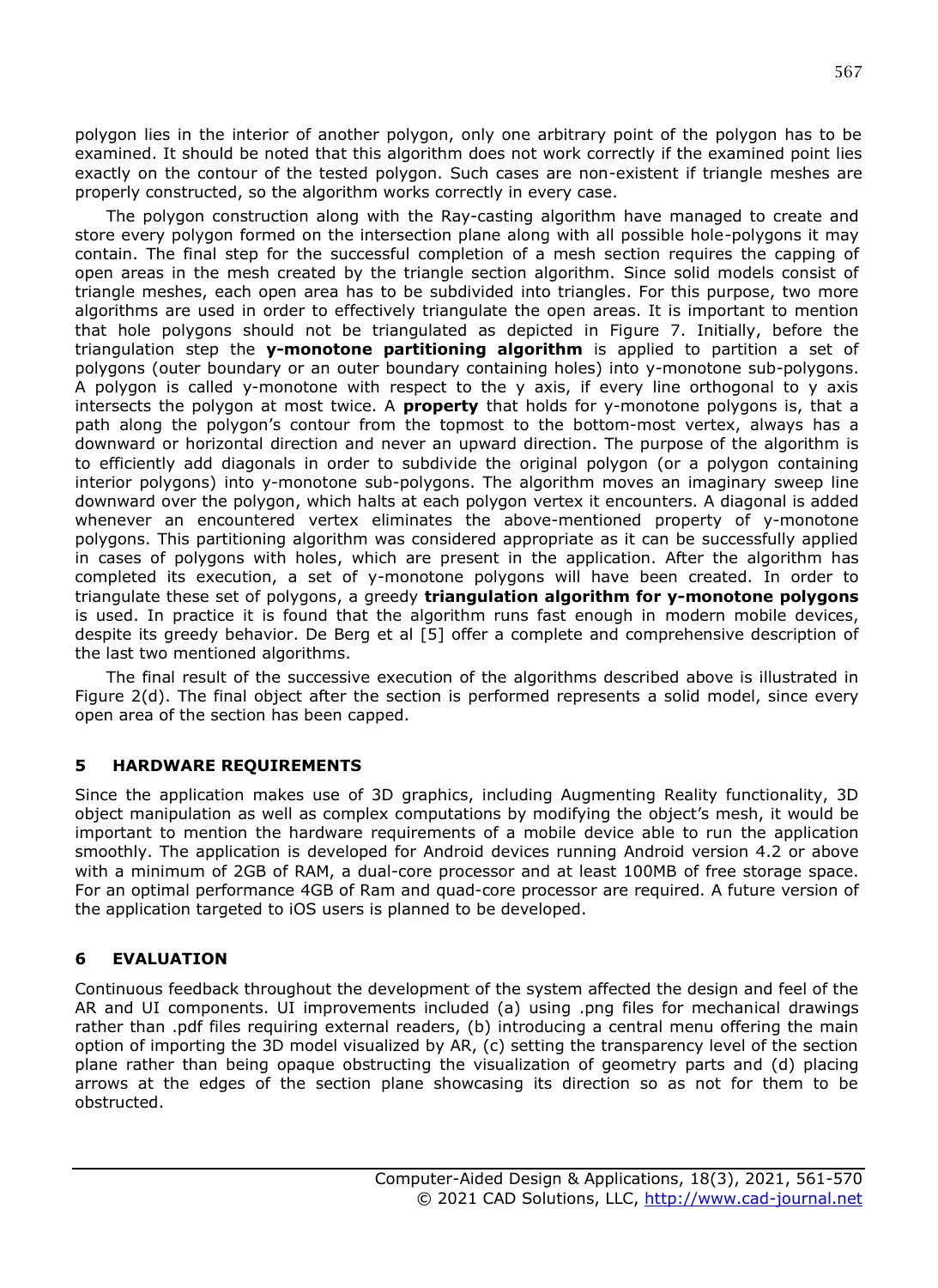polygon lies in the interior of another polygon, only one arbitrary point of the polygon has to be examined. It should be noted that this algorithm does not work correctly if the examined point lies exactly on the contour of the tested polygon. Such cases are non-existent if triangle meshes are properly constructed, so the algorithm works correctly in every case.

The polygon construction along with the Ray-casting algorithm have managed to create and store every polygon formed on the intersection plane along with all possible hole-polygons it may contain. The final step for the successful completion of a mesh section requires the capping of open areas in the mesh created by the triangle section algorithm. Since solid models consist of triangle meshes, each open area has to be subdivided into triangles. For this purpose, two more algorithms are used in order to effectively triangulate the open areas. It is important to mention that hole polygons should not be triangulated as depicted in Figure 7. Initially, before the triangulation step the **y-monotone partitioning algorithm** is applied to partition a set of polygons (outer boundary or an outer boundary containing holes) into y-monotone sub-polygons. A polygon is called y-monotone with respect to the y axis, if every line orthogonal to y axis intersects the polygon at most twice. A **property** that holds for y-monotone polygons is, that a path along the polygon's contour from the topmost to the bottom-most vertex, always has a downward or horizontal direction and never an upward direction. The purpose of the algorithm is to efficiently add diagonals in order to subdivide the original polygon (or a polygon containing interior polygons) into y-monotone sub-polygons. The algorithm moves an imaginary sweep line downward over the polygon, which halts at each polygon vertex it encounters. A diagonal is added whenever an encountered vertex eliminates the above-mentioned property of y-monotone polygons. This partitioning algorithm was considered appropriate as it can be successfully applied in cases of polygons with holes, which are present in the application. After the algorithm has completed its execution, a set of y-monotone polygons will have been created. In order to triangulate these set of polygons, a greedy **triangulation algorithm for y-monotone polygons** is used. In practice it is found that the algorithm runs fast enough in modern mobile devices, despite its greedy behavior. De Berg et al [5] offer a complete and comprehensive description of the last two mentioned algorithms.

The final result of the successive execution of the algorithms described above is illustrated in Figure 2(d). The final object after the section is performed represents a solid model, since every open area of the section has been capped.

## 5 HARDWARE REQUIREMENTS

Since the application makes use of 3D graphics, including Augmenting Reality functionality, 3D object manipulation as well as complex computations by modifying the object's mesh, it would be important to mention the hardware requirements of a mobile device able to run the application smoothly. The application is developed for Android devices running Android version 4.2 or above with a minimum of 2GB of RAM, a dual-core processor and at least 100MB of free storage space. For an optimal performance 4GB of Ram and quad-core processor are required. A future version of the application targeted to iOS users is planned to be developed.

## 6 EVALUATION

Continuous feedback throughout the development of the system affected the design and feel of the AR and UI components. UI improvements included (a) using .png files for mechanical drawings rather than .pdf files requiring external readers, (b) introducing a central menu offering the main option of importing the 3D model visualized by AR, (c) setting the transparency level of the section plane rather than being opaque obstructing the visualization of geometry parts and (d) placing arrows at the edges of the section plane showcasing its direction so as not for them to be obstructed.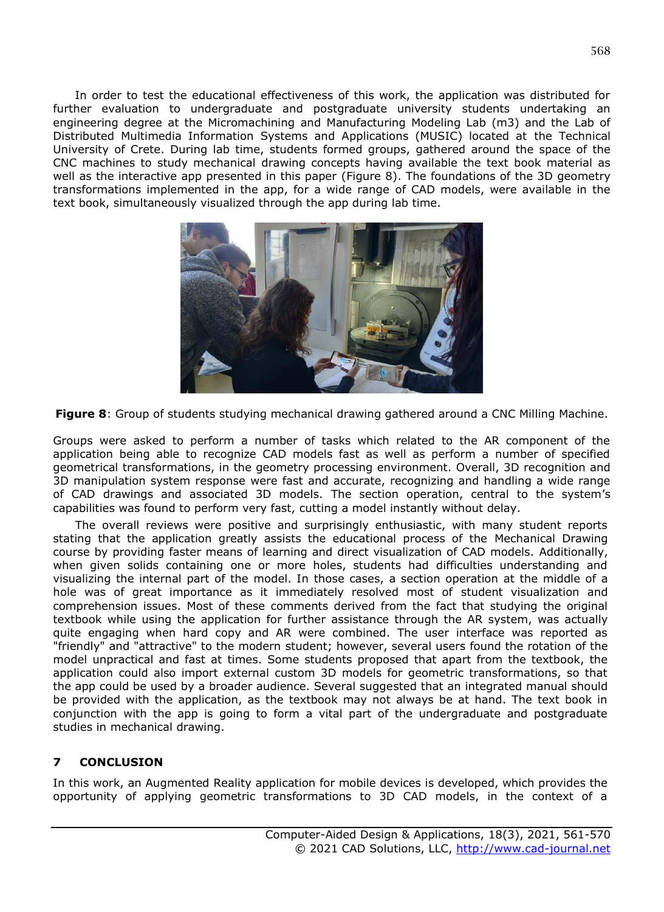In order to test the educational effectiveness of this work, the application was distributed for further evaluation to undergraduate and postgraduate university students undertaking an engineering degree at the Micromachining and Manufacturing Modeling Lab (m3) and the Lab of Distributed Multimedia Information Systems and Applications (MUSIC) located at the Technical University of Crete. During lab time, students formed groups, gathered around the space of the CNC machines to study mechanical drawing concepts having available the text book material as well as the interactive app presented in this paper (Figure 8). The foundations of the 3D geometry transformations implemented in the app, for a wide range of CAD models, were available in the text book, simultaneously visualized through the app during lab time.

**Figure 8**: Group of students studying mechanical drawing gathered around a CNC Milling Machine.

Groups were asked to perform a number of tasks which related to the AR component of the application being able to recognize CAD models fast as well as perform a number of specified geometrical transformations, in the geometry processing environment. Overall, 3D recognition and 3D manipulation system response were fast and accurate, recognizing and handling a wide range of CAD drawings and associated 3D models. The section operation, central to the system's capabilities was found to perform very fast, cutting a model instantly without delay.

The overall reviews were positive and surprisingly enthusiastic, with many student reports stating that the application greatly assists the educational process of the Mechanical Drawing course by providing faster means of learning and direct visualization of CAD models. Additionally, when given solids containing one or more holes, students had difficulties understanding and visualizing the internal part of the model. In those cases, a section operation at the middle of a hole was of great importance as it immediately resolved most of student visualization and comprehension issues. Most of these comments derived from the fact that studying the original textbook while using the application for further assistance through the AR system, was actually quite engaging when hard copy and AR were combined. The user interface was reported as "friendly" and "attractive" to the modern student; however, several users found the rotation of the model unpractical and fast at times. Some students proposed that apart from the textbook, the application could also import external custom 3D models for geometric transformations, so that the app could be used by a broader audience. Several suggested that an integrated manual should be provided with the application, as the textbook may not always be at hand. The text book in conjunction with the app is going to form a vital part of the undergraduate and postgraduate studies in mechanical drawing.

## 7 CONCLUSION

In this work, an Augmented Reality application for mobile devices is developed, which provides the opportunity of applying geometric transformations to 3D CAD models, in the context of a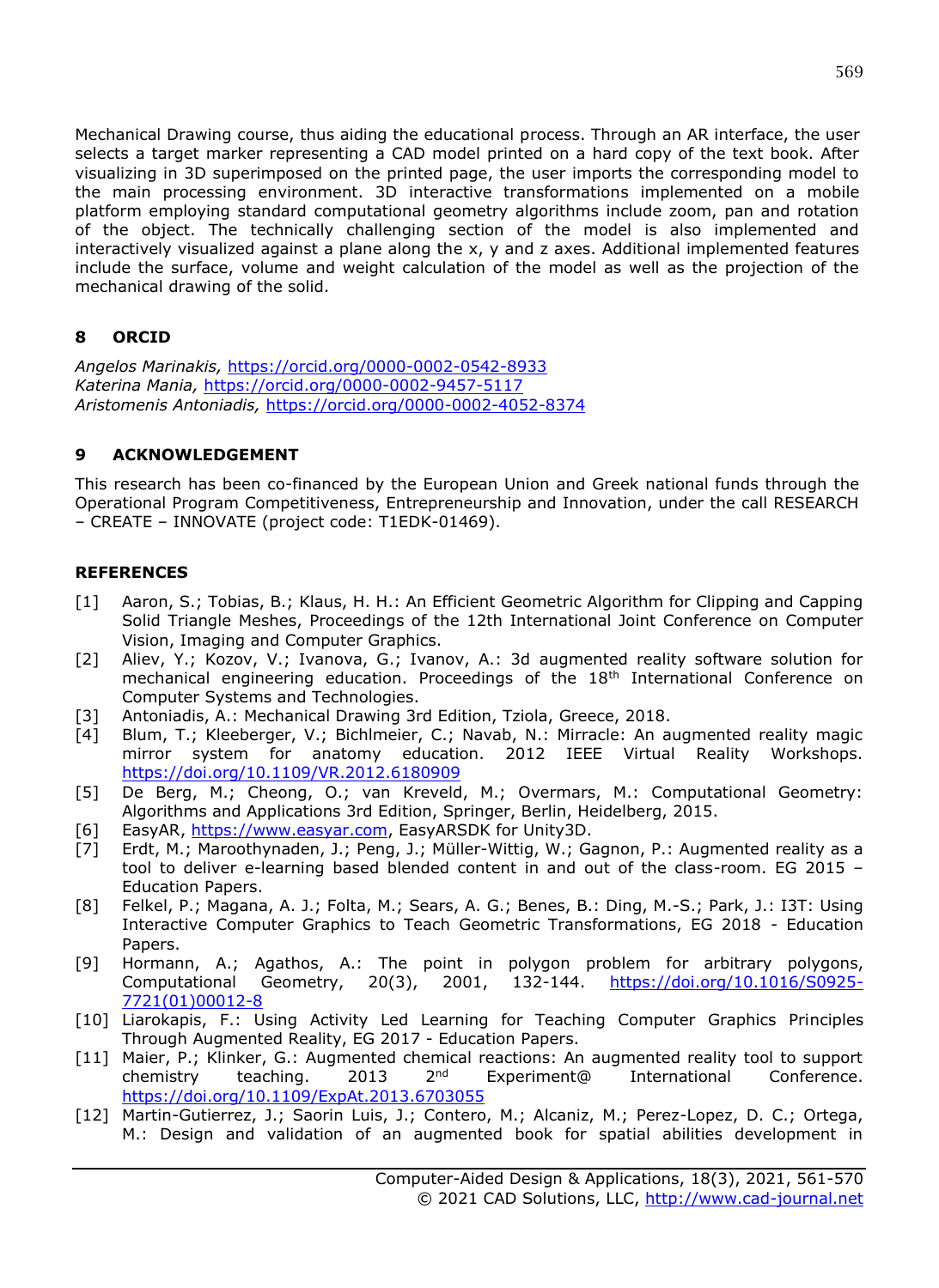Mechanical Drawing course, thus aiding the educational process. Through an AR interface, the user selects a target marker representing a CAD model printed on a hard copy of the text book. After visualizing in 3D superimposed on the printed page, the user imports the corresponding model to the main processing environment. 3D interactive transformations implemented on a mobile platform employing standard computational geometry algorithms include zoom, pan and rotation of the object. The technically challenging section of the model is also implemented and interactively visualized against a plane along the x, y and z axes. Additional implemented features include the surface, volume and weight calculation of the model as well as the projection of the mechanical drawing of the solid.

## 8 ORCID

*Angelos Marinakis,* https://orcid.org/0000-0002-0542-8933
*Katerina Mania,* https://orcid.org/0000-0002-9457-5117
*Aristomenis Antoniadis,* https://orcid.org/0000-0002-4052-8374

## 9 ACKNOWLEDGEMENT

This research has been co-financed by the European Union and Greek national funds through the Operational Program Competitiveness, Entrepreneurship and Innovation, under the call RESEARCH – CREATE – INNOVATE (project code: T1EDK-01469).

## REFERENCES

[1] Aaron, S.; Tobias, B.; Klaus, H. H.: An Efficient Geometric Algorithm for Clipping and Capping Solid Triangle Meshes, Proceedings of the 12th International Joint Conference on Computer Vision, Imaging and Computer Graphics.

[2] Aliev, Y.; Kozov, V.; Ivanova, G.; Ivanov, A.: 3d augmented reality software solution for mechanical engineering education. Proceedings of the 18th International Conference on Computer Systems and Technologies.

[3] Antoniadis, A.: Mechanical Drawing 3rd Edition, Tziola, Greece, 2018.

[4] Blum, T.; Kleeberger, V.; Bichlmeier, C.; Navab, N.: Mirracle: An augmented reality magic mirror system for anatomy education. 2012 IEEE Virtual Reality Workshops. https://doi.org/10.1109/VR.2012.6180909

[5] De Berg, M.; Cheong, O.; van Kreveld, M.; Overmars, M.: Computational Geometry: Algorithms and Applications 3rd Edition, Springer, Berlin, Heidelberg, 2015.

[6] EasyAR, https://www.easyar.com, EasyARSDK for Unity3D.

[7] Erdt, M.; Maroothynaden, J.; Peng, J.; Müller-Wittig, W.; Gagnon, P.: Augmented reality as a tool to deliver e-learning based blended content in and out of the class-room. EG 2015 – Education Papers.

[8] Felkel, P.; Magana, A. J.; Folta, M.; Sears, A. G.; Benes, B.: Ding, M.-S.; Park, J.: I3T: Using Interactive Computer Graphics to Teach Geometric Transformations, EG 2018 - Education Papers.

[9] Hormann, A.; Agathos, A.: The point in polygon problem for arbitrary polygons, Computational Geometry, 20(3), 2001, 132-144. https://doi.org/10.1016/S0925-7721(01)00012-8

[10] Liarokapis, F.: Using Activity Led Learning for Teaching Computer Graphics Principles Through Augmented Reality, EG 2017 - Education Papers.

[11] Maier, P.; Klinker, G.: Augmented chemical reactions: An augmented reality tool to support chemistry teaching. 2013 2nd Experiment@ International Conference. https://doi.org/10.1109/ExpAt.2013.6703055

[12] Martin-Gutierrez, J.; Saorin Luis, J.; Contero, M.; Alcaniz, M.; Perez-Lopez, D. C.; Ortega, M.: Design and validation of an augmented book for spatial abilities development in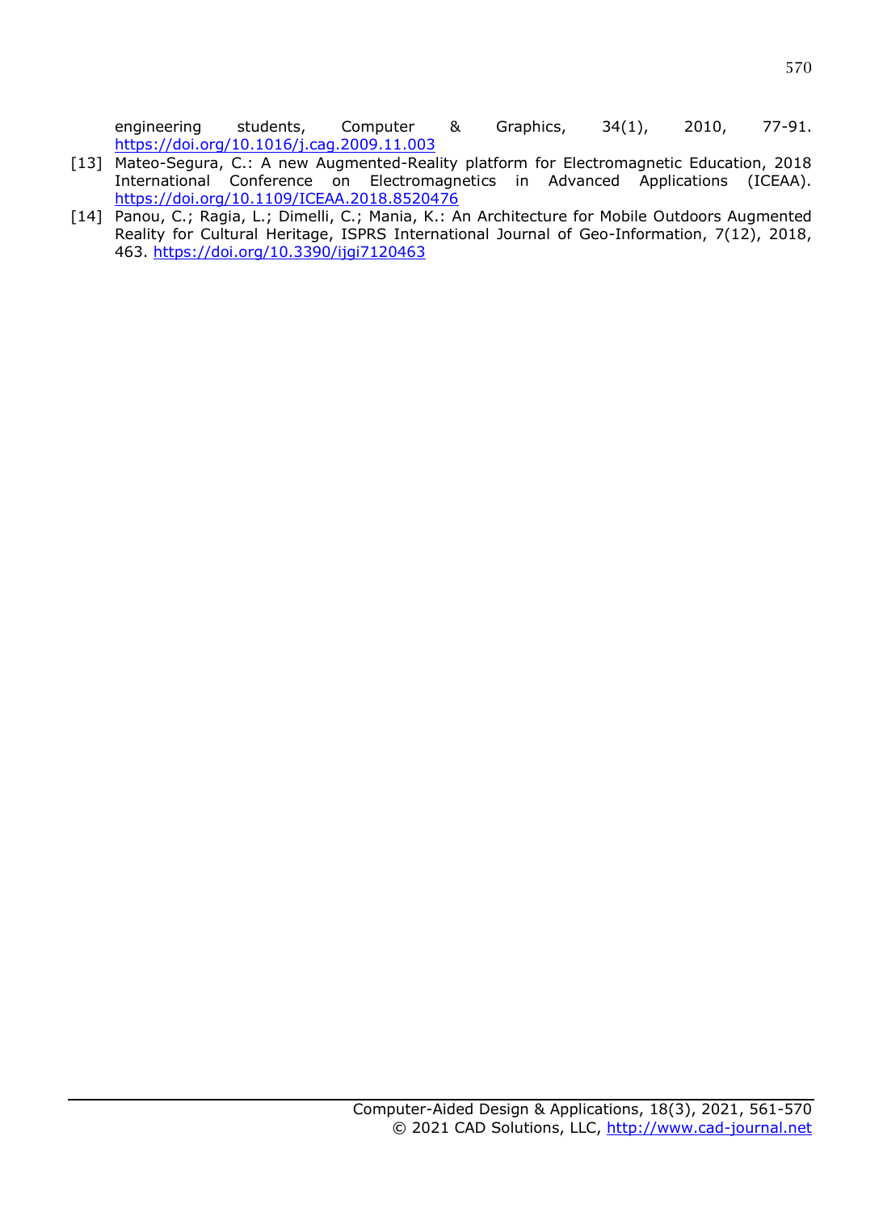engineering students, Computer & Graphics, 34(1), 2010, 77-91. https://doi.org/10.1016/j.cag.2009.11.003

[13] Mateo-Segura, C.: A new Augmented-Reality platform for Electromagnetic Education, 2018 International Conference on Electromagnetics in Advanced Applications (ICEAA). https://doi.org/10.1109/ICEAA.2018.8520476

[14] Panou, C.; Ragia, L.; Dimelli, C.; Mania, K.: An Architecture for Mobile Outdoors Augmented Reality for Cultural Heritage, ISPRS International Journal of Geo-Information, 7(12), 2018, 463. https://doi.org/10.3390/ijgi7120463